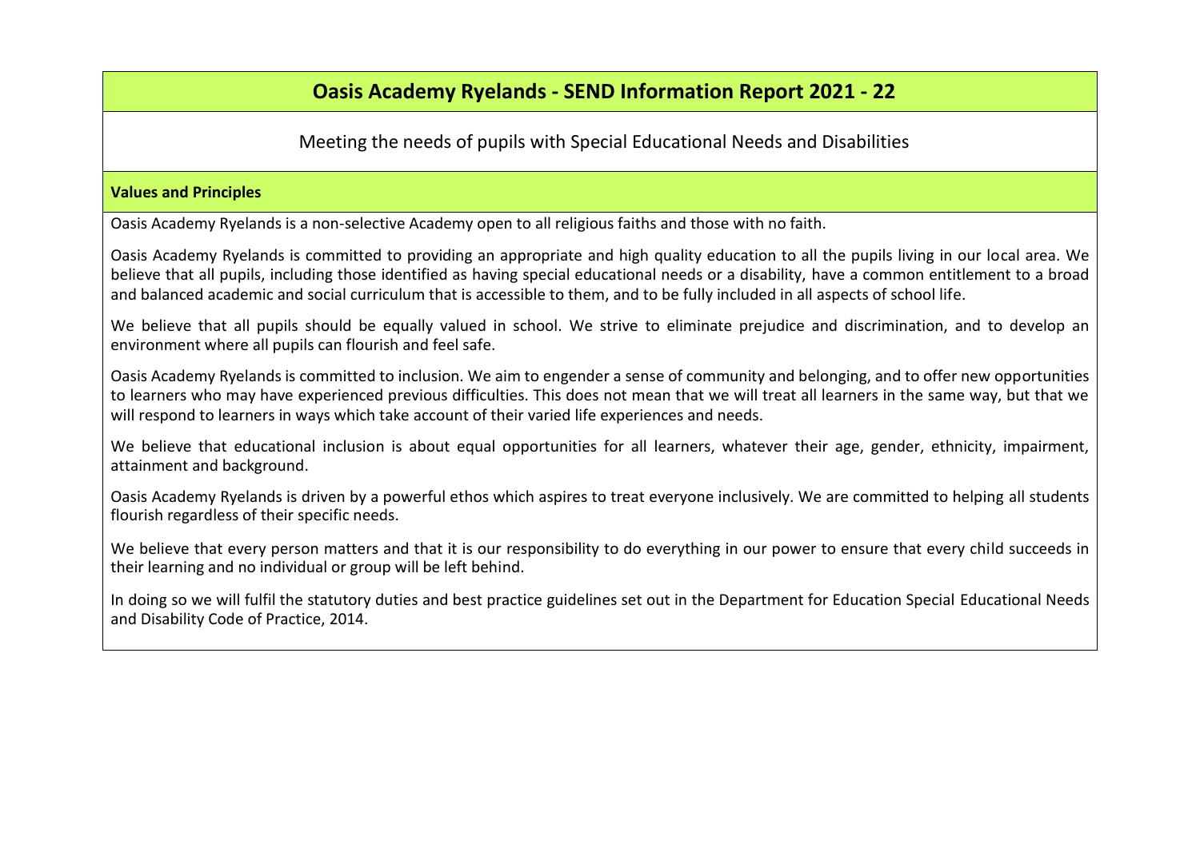# Oasis Academy Ryelands - SEND Information Report 2021 - 22

Meeting the needs of pupils with Special Educational Needs and Disabilities

## Values and Principles

Oasis Academy Ryelands is a non-selective Academy open to all religious faiths and those with no faith.

Oasis Academy Ryelands is committed to providing an appropriate and high quality education to all the pupils living in our local area. We believe that all pupils, including those identified as having special educational needs or a disability, have a common entitlement to a broad and balanced academic and social curriculum that is accessible to them, and to be fully included in all aspects of school life.

We believe that all pupils should be equally valued in school. We strive to eliminate prejudice and discrimination, and to develop an environment where all pupils can flourish and feel safe.

Oasis Academy Ryelands is committed to inclusion. We aim to engender a sense of community and belonging, and to offer new opportunities to learners who may have experienced previous difficulties. This does not mean that we will treat all learners in the same way, but that we will respond to learners in ways which take account of their varied life experiences and needs.

We believe that educational inclusion is about equal opportunities for all learners, whatever their age, gender, ethnicity, impairment, attainment and background.

Oasis Academy Ryelands is driven by a powerful ethos which aspires to treat everyone inclusively. We are committed to helping all students flourish regardless of their specific needs.

We believe that every person matters and that it is our responsibility to do everything in our power to ensure that every child succeeds in their learning and no individual or group will be left behind.

In doing so we will fulfil the statutory duties and best practice guidelines set out in the Department for Education Special Educational Needs and Disability Code of Practice, 2014.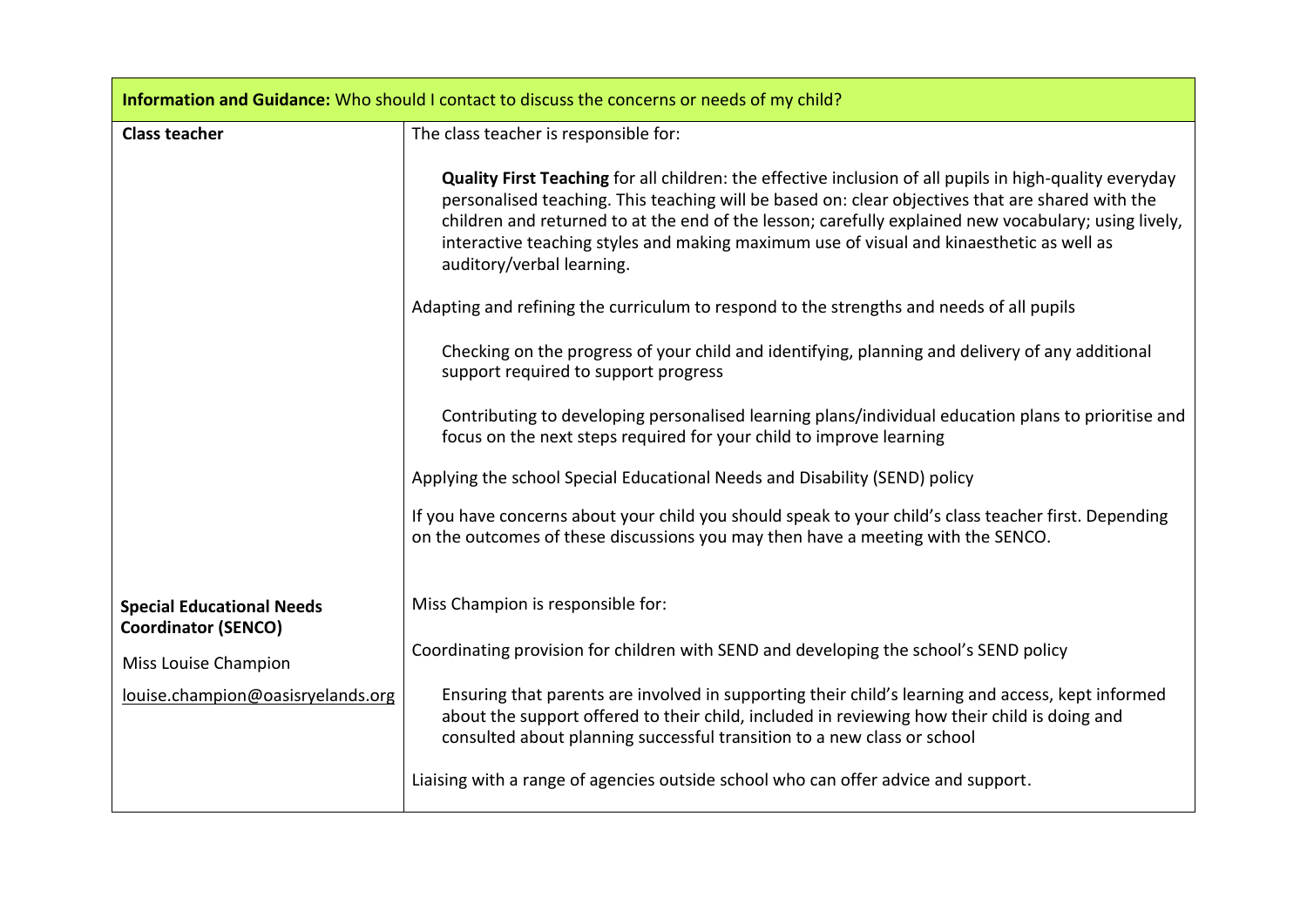| **Information and Guidance:** Who should I contact to discuss the concerns or needs of my child? | |
|---|---|
| **Class teacher** | The class teacher is responsible for:<br><br>**Quality First Teaching** for all children: the effective inclusion of all pupils in high-quality everyday personalised teaching. This teaching will be based on: clear objectives that are shared with the children and returned to at the end of the lesson; carefully explained new vocabulary; using lively, interactive teaching styles and making maximum use of visual and kinaesthetic as well as auditory/verbal learning.<br><br>Adapting and refining the curriculum to respond to the strengths and needs of all pupils<br><br>Checking on the progress of your child and identifying, planning and delivery of any additional support required to support progress<br><br>Contributing to developing personalised learning plans/individual education plans to prioritise and focus on the next steps required for your child to improve learning<br><br>Applying the school Special Educational Needs and Disability (SEND) policy<br><br>If you have concerns about your child you should speak to your child's class teacher first. Depending on the outcomes of these discussions you may then have a meeting with the SENCO. |
| **Special Educational Needs Coordinator (SENCO)**<br><br>Miss Louise Champion<br><br>louise.champion@oasisryelands.org | Miss Champion is responsible for:<br><br>Coordinating provision for children with SEND and developing the school's SEND policy<br><br>Ensuring that parents are involved in supporting their child's learning and access, kept informed about the support offered to their child, included in reviewing how their child is doing and consulted about planning successful transition to a new class or school<br><br>Liaising with a range of agencies outside school who can offer advice and support. |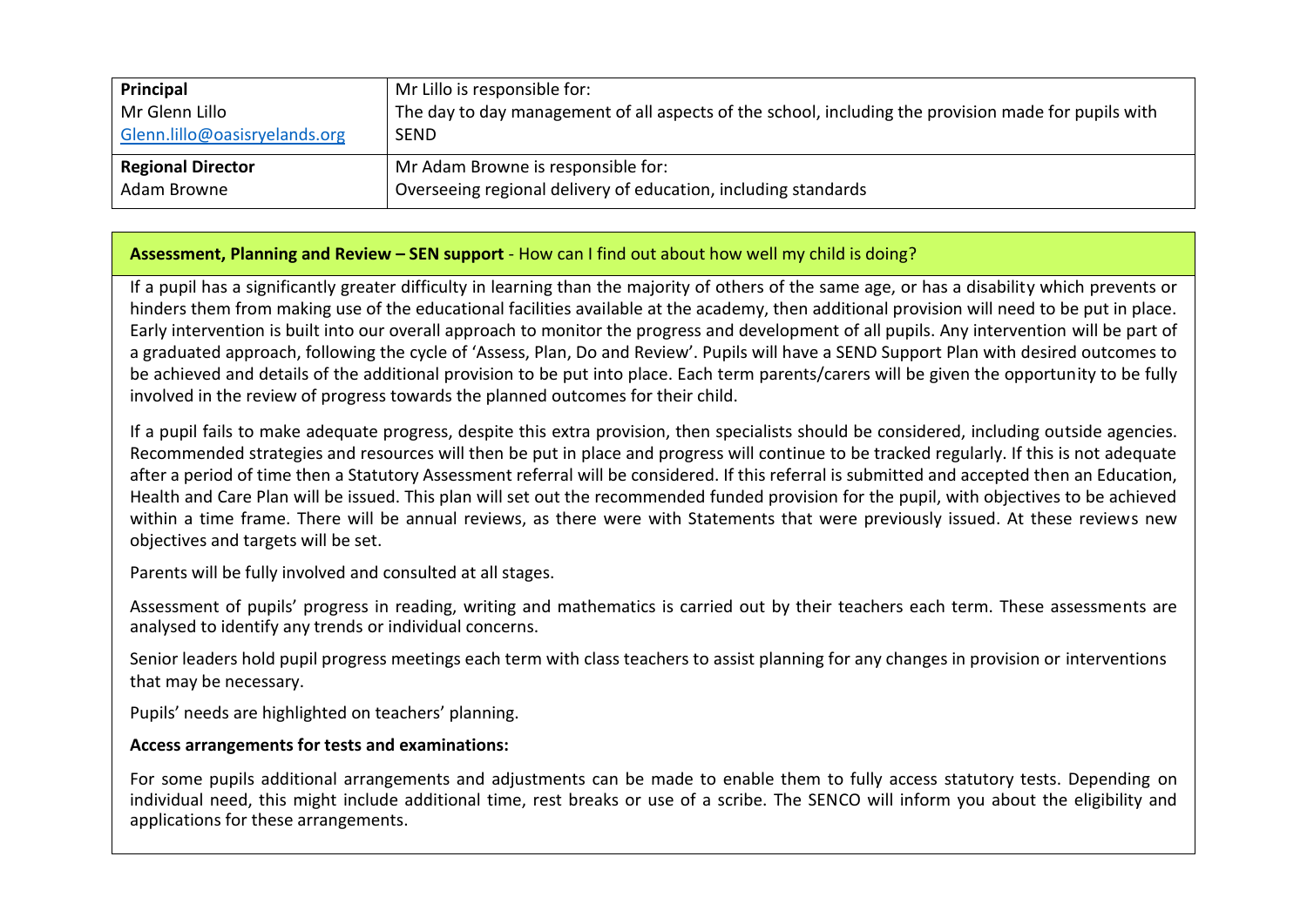| **Principal**<br>Mr Glenn Lillo<br>Glenn.lillo@oasisryelands.org | Mr Lillo is responsible for:<br>The day to day management of all aspects of the school, including the provision made for pupils with SEND |
|---|---|
| **Regional Director**<br>Adam Browne | Mr Adam Browne is responsible for:<br>Overseeing regional delivery of education, including standards |

**Assessment, Planning and Review – SEN support** - How can I find out about how well my child is doing?

If a pupil has a significantly greater difficulty in learning than the majority of others of the same age, or has a disability which prevents or hinders them from making use of the educational facilities available at the academy, then additional provision will need to be put in place. Early intervention is built into our overall approach to monitor the progress and development of all pupils. Any intervention will be part of a graduated approach, following the cycle of 'Assess, Plan, Do and Review'. Pupils will have a SEND Support Plan with desired outcomes to be achieved and details of the additional provision to be put into place. Each term parents/carers will be given the opportunity to be fully involved in the review of progress towards the planned outcomes for their child.

If a pupil fails to make adequate progress, despite this extra provision, then specialists should be considered, including outside agencies. Recommended strategies and resources will then be put in place and progress will continue to be tracked regularly. If this is not adequate after a period of time then a Statutory Assessment referral will be considered. If this referral is submitted and accepted then an Education, Health and Care Plan will be issued. This plan will set out the recommended funded provision for the pupil, with objectives to be achieved within a time frame. There will be annual reviews, as there were with Statements that were previously issued. At these reviews new objectives and targets will be set.

Parents will be fully involved and consulted at all stages.

Assessment of pupils' progress in reading, writing and mathematics is carried out by their teachers each term. These assessments are analysed to identify any trends or individual concerns.

Senior leaders hold pupil progress meetings each term with class teachers to assist planning for any changes in provision or interventions that may be necessary.

Pupils' needs are highlighted on teachers' planning.

**Access arrangements for tests and examinations:**

For some pupils additional arrangements and adjustments can be made to enable them to fully access statutory tests. Depending on individual need, this might include additional time, rest breaks or use of a scribe. The SENCO will inform you about the eligibility and applications for these arrangements.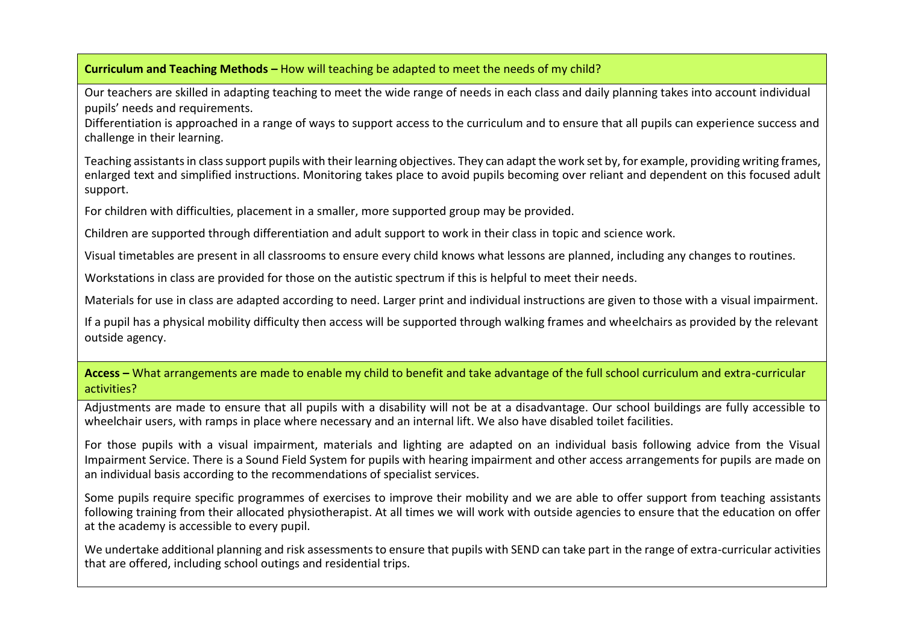**Curriculum and Teaching Methods –** How will teaching be adapted to meet the needs of my child?

Our teachers are skilled in adapting teaching to meet the wide range of needs in each class and daily planning takes into account individual pupils' needs and requirements.

Differentiation is approached in a range of ways to support access to the curriculum and to ensure that all pupils can experience success and challenge in their learning.

Teaching assistants in class support pupils with their learning objectives. They can adapt the work set by, for example, providing writing frames, enlarged text and simplified instructions. Monitoring takes place to avoid pupils becoming over reliant and dependent on this focused adult support.

For children with difficulties, placement in a smaller, more supported group may be provided.

Children are supported through differentiation and adult support to work in their class in topic and science work.

Visual timetables are present in all classrooms to ensure every child knows what lessons are planned, including any changes to routines.

Workstations in class are provided for those on the autistic spectrum if this is helpful to meet their needs.

Materials for use in class are adapted according to need. Larger print and individual instructions are given to those with a visual impairment.

If a pupil has a physical mobility difficulty then access will be supported through walking frames and wheelchairs as provided by the relevant outside agency.

**Access –** What arrangements are made to enable my child to benefit and take advantage of the full school curriculum and extra-curricular activities?

Adjustments are made to ensure that all pupils with a disability will not be at a disadvantage. Our school buildings are fully accessible to wheelchair users, with ramps in place where necessary and an internal lift. We also have disabled toilet facilities.

For those pupils with a visual impairment, materials and lighting are adapted on an individual basis following advice from the Visual Impairment Service. There is a Sound Field System for pupils with hearing impairment and other access arrangements for pupils are made on an individual basis according to the recommendations of specialist services.

Some pupils require specific programmes of exercises to improve their mobility and we are able to offer support from teaching assistants following training from their allocated physiotherapist. At all times we will work with outside agencies to ensure that the education on offer at the academy is accessible to every pupil.

We undertake additional planning and risk assessments to ensure that pupils with SEND can take part in the range of extra-curricular activities that are offered, including school outings and residential trips.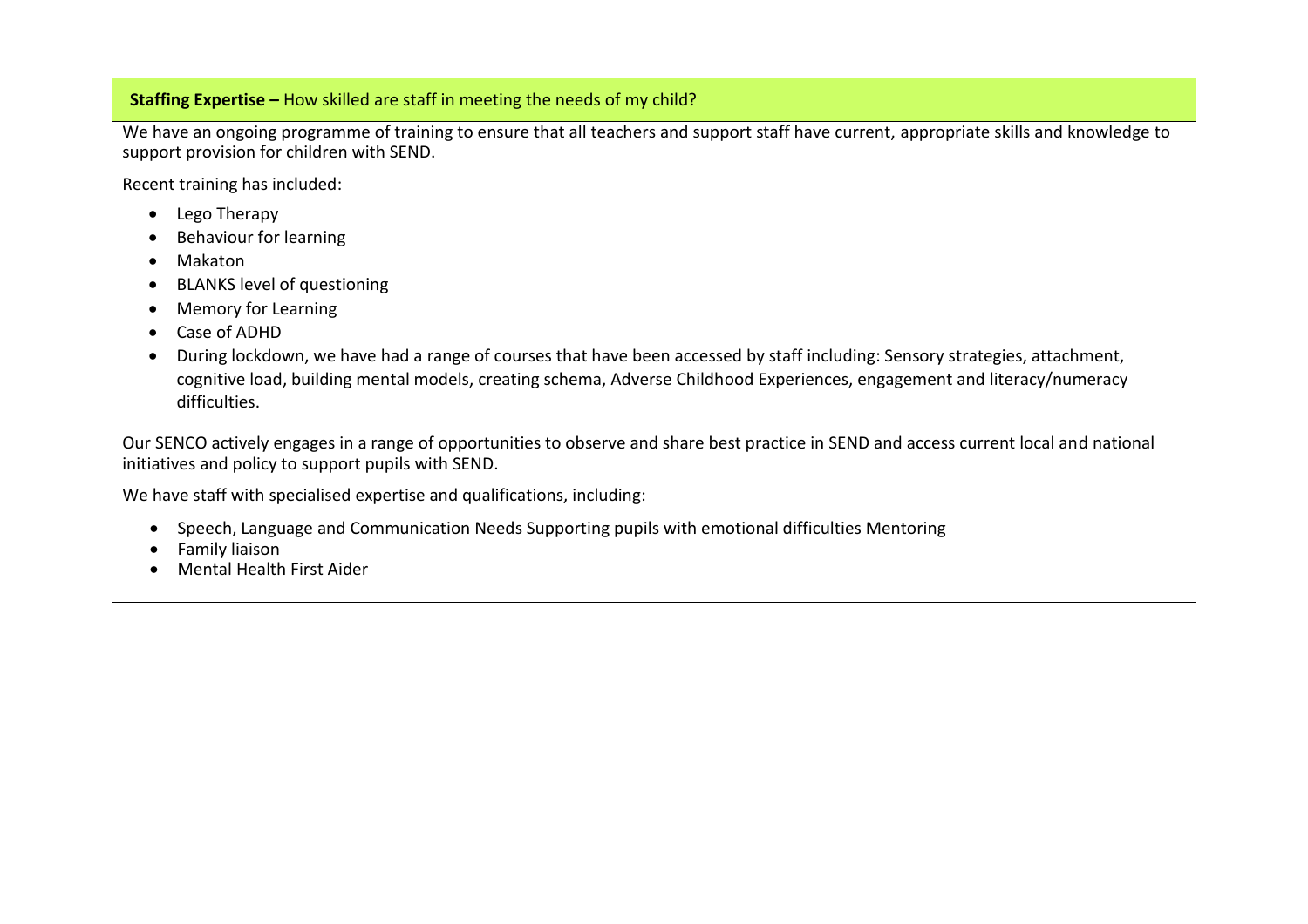**Staffing Expertise –** How skilled are staff in meeting the needs of my child?

We have an ongoing programme of training to ensure that all teachers and support staff have current, appropriate skills and knowledge to support provision for children with SEND.

Recent training has included:

- Lego Therapy
- Behaviour for learning
- Makaton
- BLANKS level of questioning
- Memory for Learning
- Case of ADHD
- During lockdown, we have had a range of courses that have been accessed by staff including: Sensory strategies, attachment, cognitive load, building mental models, creating schema, Adverse Childhood Experiences, engagement and literacy/numeracy difficulties.

Our SENCO actively engages in a range of opportunities to observe and share best practice in SEND and access current local and national initiatives and policy to support pupils with SEND.

We have staff with specialised expertise and qualifications, including:

- Speech, Language and Communication Needs Supporting pupils with emotional difficulties Mentoring
- Family liaison
- Mental Health First Aider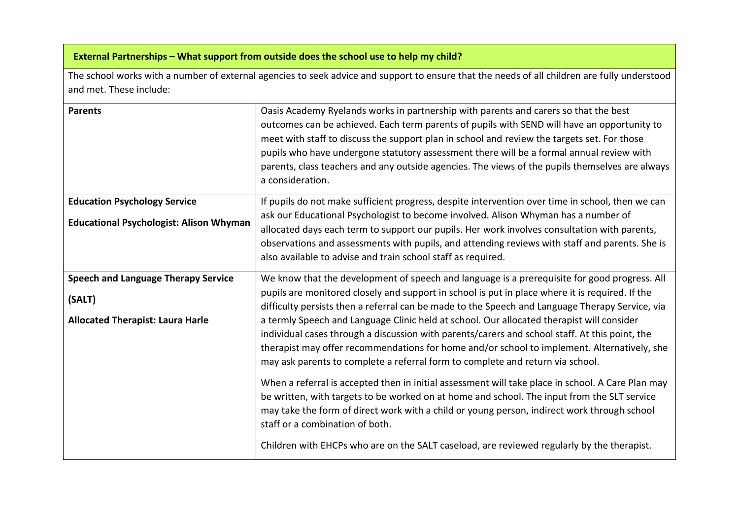**External Partnerships – What support from outside does the school use to help my child?**

The school works with a number of external agencies to seek advice and support to ensure that the needs of all children are fully understood and met. These include:

| | |
|---|---|
| **Parents** | Oasis Academy Ryelands works in partnership with parents and carers so that the best outcomes can be achieved. Each term parents of pupils with SEND will have an opportunity to meet with staff to discuss the support plan in school and review the targets set. For those pupils who have undergone statutory assessment there will be a formal annual review with parents, class teachers and any outside agencies. The views of the pupils themselves are always a consideration. |
| **Education Psychology Service**<br><br>**Educational Psychologist: Alison Whyman** | If pupils do not make sufficient progress, despite intervention over time in school, then we can ask our Educational Psychologist to become involved. Alison Whyman has a number of allocated days each term to support our pupils. Her work involves consultation with parents, observations and assessments with pupils, and attending reviews with staff and parents. She is also available to advise and train school staff as required. |
| **Speech and Language Therapy Service (SALT)**<br><br>**Allocated Therapist: Laura Harle** | We know that the development of speech and language is a prerequisite for good progress. All pupils are monitored closely and support in school is put in place where it is required. If the difficulty persists then a referral can be made to the Speech and Language Therapy Service, via a termly Speech and Language Clinic held at school. Our allocated therapist will consider individual cases through a discussion with parents/carers and school staff. At this point, the therapist may offer recommendations for home and/or school to implement. Alternatively, she may ask parents to complete a referral form to complete and return via school.<br><br>When a referral is accepted then in initial assessment will take place in school. A Care Plan may be written, with targets to be worked on at home and school. The input from the SLT service may take the form of direct work with a child or young person, indirect work through school staff or a combination of both.<br><br>Children with EHCPs who are on the SALT caseload, are reviewed regularly by the therapist. |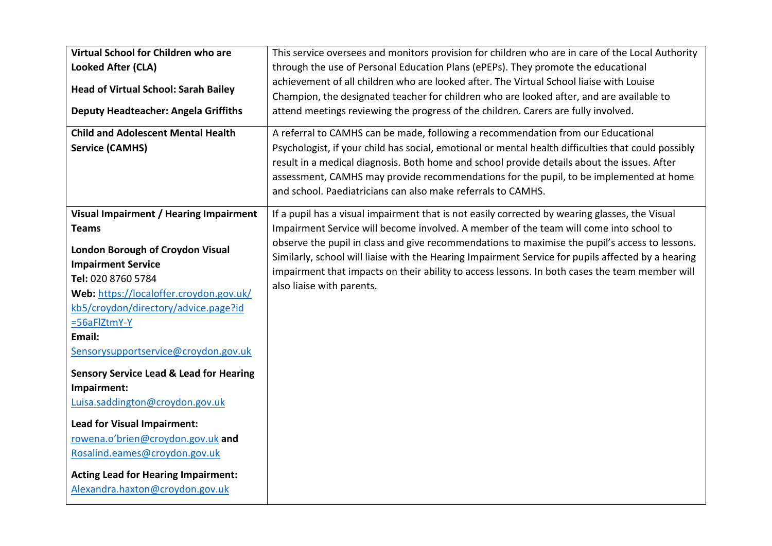| | |
|---|---|
| **Virtual School for Children who are Looked After (CLA)**<br><br>**Head of Virtual School: Sarah Bailey**<br><br>**Deputy Headteacher: Angela Griffiths** | This service oversees and monitors provision for children who are in care of the Local Authority through the use of Personal Education Plans (ePEPs). They promote the educational achievement of all children who are looked after. The Virtual School liaise with Louise Champion, the designated teacher for children who are looked after, and are available to attend meetings reviewing the progress of the children. Carers are fully involved. |
| **Child and Adolescent Mental Health Service (CAMHS)** | A referral to CAMHS can be made, following a recommendation from our Educational Psychologist, if your child has social, emotional or mental health difficulties that could possibly result in a medical diagnosis. Both home and school provide details about the issues. After assessment, CAMHS may provide recommendations for the pupil, to be implemented at home and school. Paediatricians can also make referrals to CAMHS. |
| **Visual Impairment / Hearing Impairment Teams**<br><br>**London Borough of Croydon Visual Impairment Service**<br>**Tel:** 020 8760 5784<br>**Web:** https://localoffer.croydon.gov.uk/kb5/croydon/directory/advice.page?id=56aFlZtmY-Y<br>**Email:** Sensorysupportservice@croydon.gov.uk<br><br>**Sensory Service Lead & Lead for Hearing Impairment:** Luisa.saddington@croydon.gov.uk<br><br>**Lead for Visual Impairment:** rowena.o'brien@croydon.gov.uk **and** Rosalind.eames@croydon.gov.uk<br><br>**Acting Lead for Hearing Impairment:** Alexandra.haxton@croydon.gov.uk | If a pupil has a visual impairment that is not easily corrected by wearing glasses, the Visual Impairment Service will become involved. A member of the team will come into school to observe the pupil in class and give recommendations to maximise the pupil's access to lessons. Similarly, school will liaise with the Hearing Impairment Service for pupils affected by a hearing impairment that impacts on their ability to access lessons. In both cases the team member will also liaise with parents. |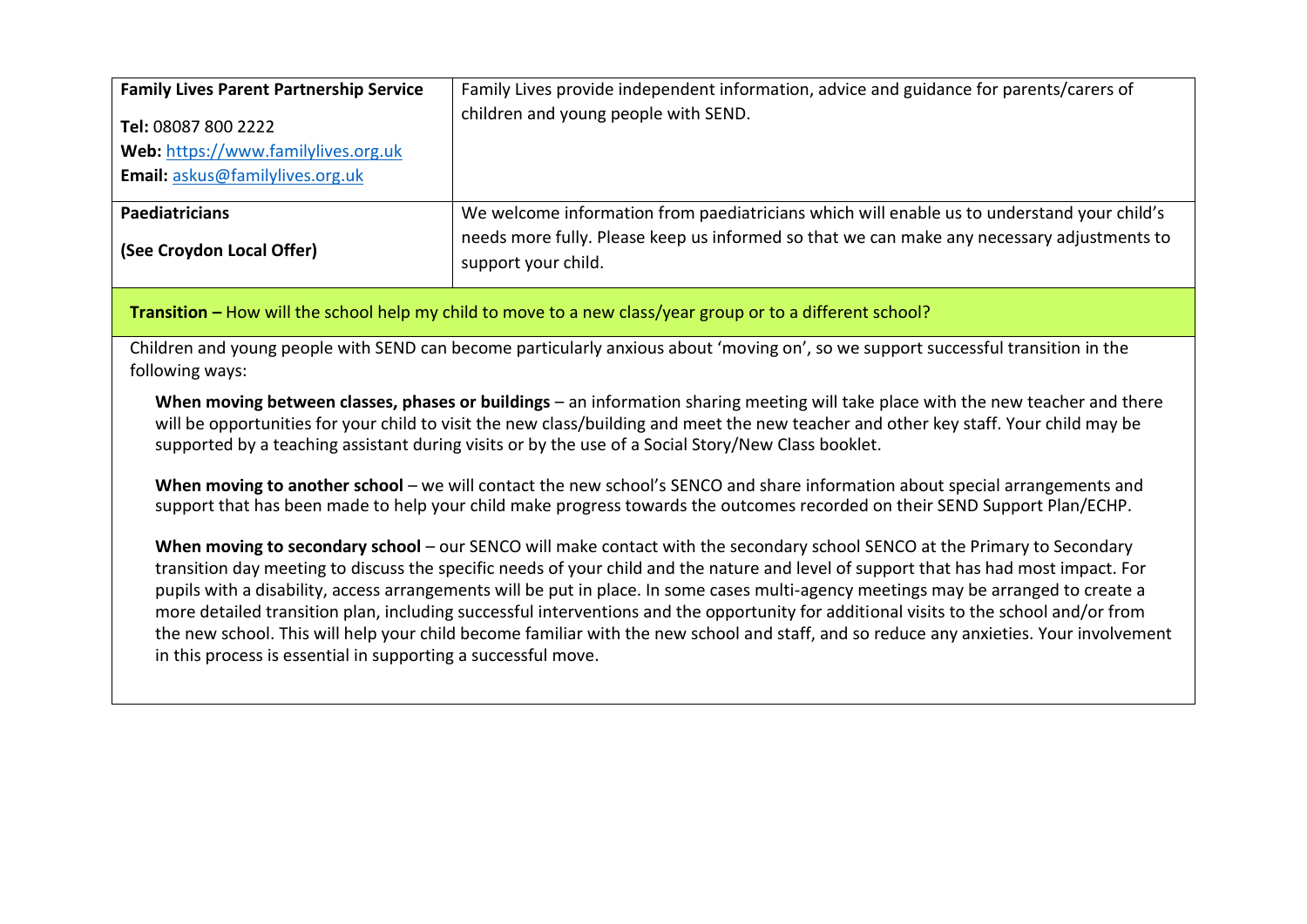| | |
|---|---|
| **Family Lives Parent Partnership Service**<br><br>**Tel:** 08087 800 2222<br>**Web:** [https://www.familylives.org.uk](https://www.familylives.org.uk)<br>**Email:** [askus@familylives.org.uk](mailto:askus@familylives.org.uk) | Family Lives provide independent information, advice and guidance for parents/carers of children and young people with SEND. |
| **Paediatricians**<br><br>**(See Croydon Local Offer)** | We welcome information from paediatricians which will enable us to understand your child's needs more fully. Please keep us informed so that we can make any necessary adjustments to support your child. |

**Transition –** How will the school help my child to move to a new class/year group or to a different school?

Children and young people with SEND can become particularly anxious about 'moving on', so we support successful transition in the following ways:

**When moving between classes, phases or buildings** – an information sharing meeting will take place with the new teacher and there will be opportunities for your child to visit the new class/building and meet the new teacher and other key staff. Your child may be supported by a teaching assistant during visits or by the use of a Social Story/New Class booklet.

**When moving to another school** – we will contact the new school's SENCO and share information about special arrangements and support that has been made to help your child make progress towards the outcomes recorded on their SEND Support Plan/ECHP.

**When moving to secondary school** – our SENCO will make contact with the secondary school SENCO at the Primary to Secondary transition day meeting to discuss the specific needs of your child and the nature and level of support that has had most impact. For pupils with a disability, access arrangements will be put in place. In some cases multi-agency meetings may be arranged to create a more detailed transition plan, including successful interventions and the opportunity for additional visits to the school and/or from the new school. This will help your child become familiar with the new school and staff, and so reduce any anxieties. Your involvement in this process is essential in supporting a successful move.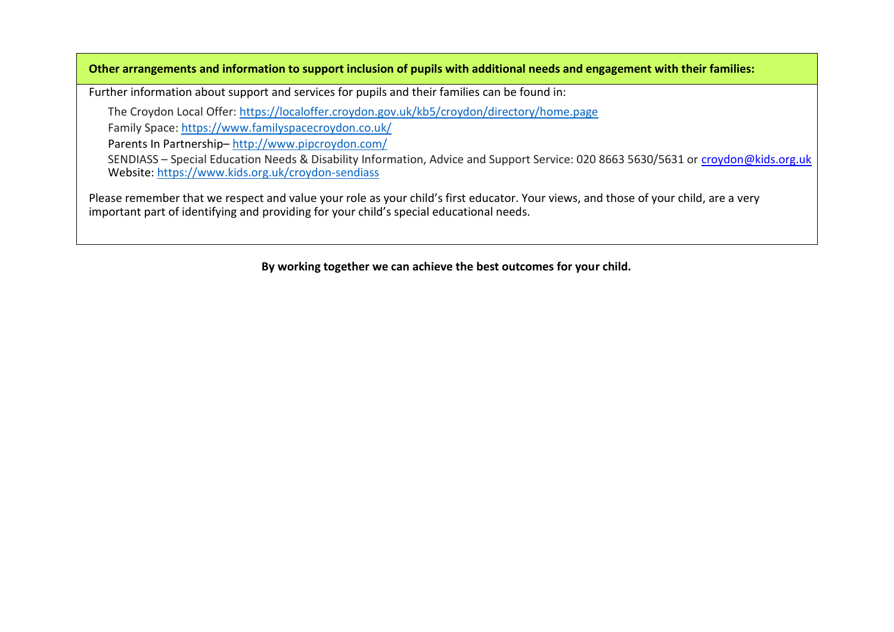**Other arrangements and information to support inclusion of pupils with additional needs and engagement with their families:**

Further information about support and services for pupils and their families can be found in:

The Croydon Local Offer: https://localoffer.croydon.gov.uk/kb5/croydon/directory/home.page

Family Space: https://www.familyspacecroydon.co.uk/

Parents In Partnership– http://www.pipcroydon.com/

SENDIASS – Special Education Needs & Disability Information, Advice and Support Service: 020 8663 5630/5631 or croydon@kids.org.uk
Website: https://www.kids.org.uk/croydon-sendiass

Please remember that we respect and value your role as your child's first educator. Your views, and those of your child, are a very important part of identifying and providing for your child's special educational needs.

**By working together we can achieve the best outcomes for your child.**